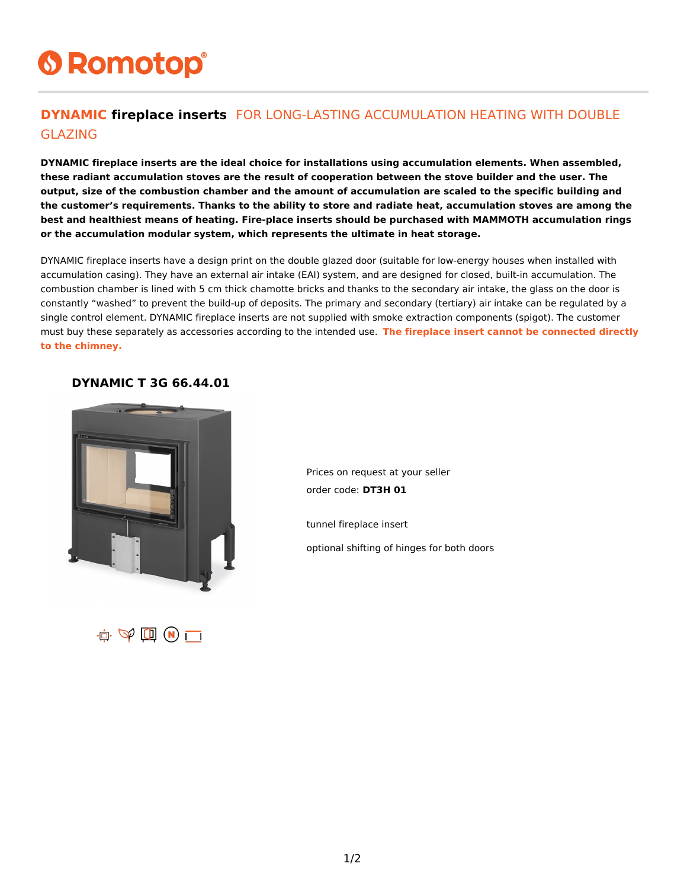Romotop®

## DYNAMIC fireplace inserts FOR LONG-LASTING ACCUMULATION HEATING WITH DOUBLE GLAZING

**DYNAMIC fireplace inserts are the ideal choice for installations using accumulation elements. When assembled, these radiant accumulation stoves are the result of cooperation between the stove builder and the user. The output, size of the combustion chamber and the amount of accumulation are scaled to the specific building and the customer's requirements. Thanks to the ability to store and radiate heat, accumulation stoves are among the best and healthiest means of heating. Fire-place inserts should be purchased with MAMMOTH accumulation rings or the accumulation modular system, which represents the ultimate in heat storage.**

DYNAMIC fireplace inserts have a design print on the double glazed door (suitable for low-energy houses when installed with accumulation casing). They have an external air intake (EAI) system, and are designed for closed, built-in accumulation. The combustion chamber is lined with 5 cm thick chamotte bricks and thanks to the secondary air intake, the glass on the door is constantly "washed" to prevent the build-up of deposits. The primary and secondary (tertiary) air intake can be regulated by a single control element. DYNAMIC fireplace inserts are not supplied with smoke extraction components (spigot). The customer must buy these separately as accessories according to the intended use. **The fireplace insert cannot be connected directly to the chimney.**

### DYNAMIC T 3G 66.44.01

Prices on request at your seller

order code: **DT3H 01**

tunnel fireplace insert

optional shifting of hinges for both doors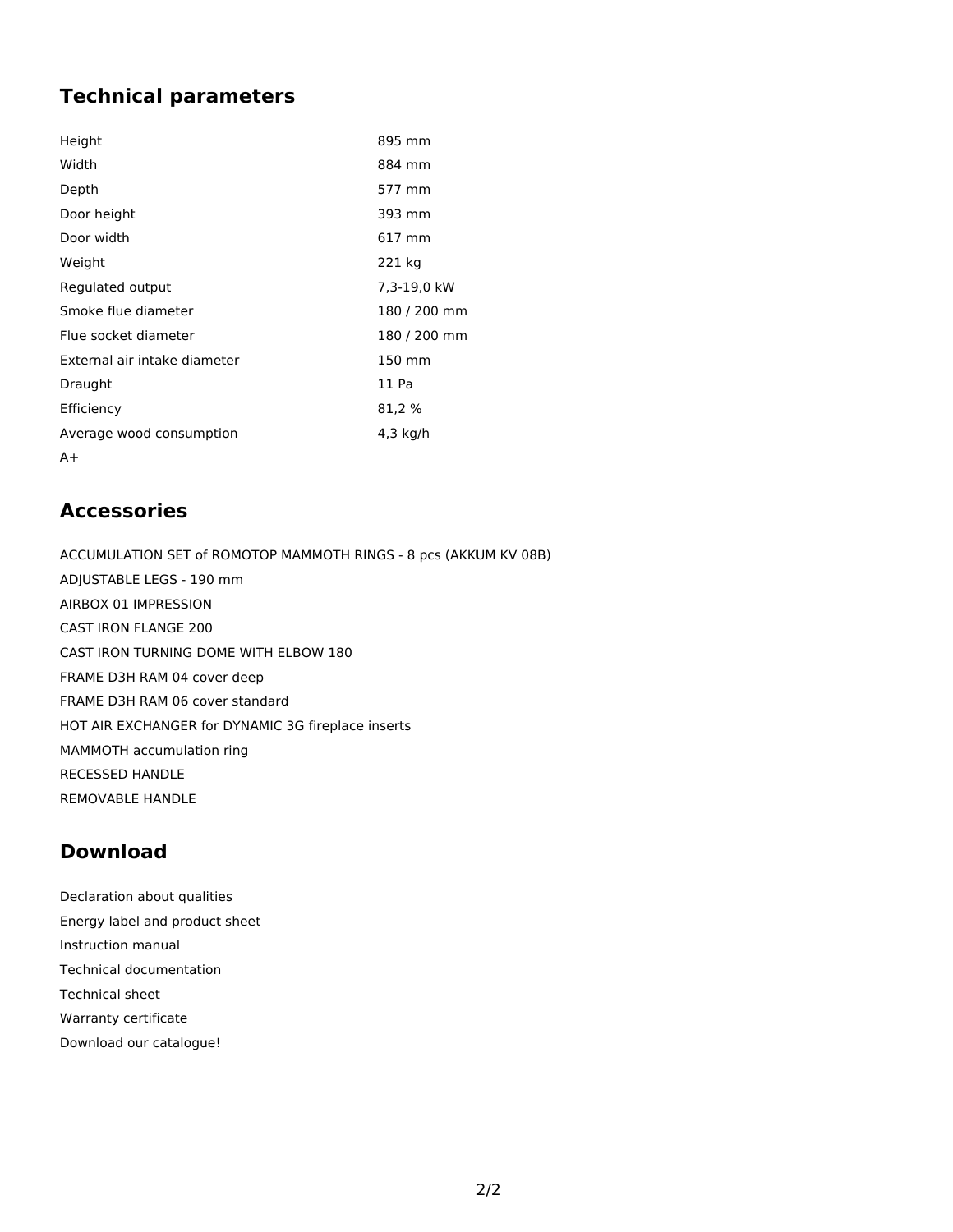## Technical parameters

| | |
|---|---|
| Height | 895 mm |
| Width | 884 mm |
| Depth | 577 mm |
| Door height | 393 mm |
| Door width | 617 mm |
| Weight | 221 kg |
| Regulated output | 7,3-19,0 kW |
| Smoke flue diameter | 180 / 200 mm |
| Flue socket diameter | 180 / 200 mm |
| External air intake diameter | 150 mm |
| Draught | 11 Pa |
| Efficiency | 81,2 % |
| Average wood consumption | 4,3 kg/h |
| A+ | |

## Accessories

ACCUMULATION SET of ROMOTOP MAMMOTH RINGS - 8 pcs (AKKUM KV 08B)
ADJUSTABLE LEGS - 190 mm
AIRBOX 01 IMPRESSION
CAST IRON FLANGE 200
CAST IRON TURNING DOME WITH ELBOW 180
FRAME D3H RAM 04 cover deep
FRAME D3H RAM 06 cover standard
HOT AIR EXCHANGER for DYNAMIC 3G fireplace inserts
MAMMOTH accumulation ring
RECESSED HANDLE
REMOVABLE HANDLE

## Download

Declaration about qualities
Energy label and product sheet
Instruction manual
Technical documentation
Technical sheet
Warranty certificate
Download our catalogue!